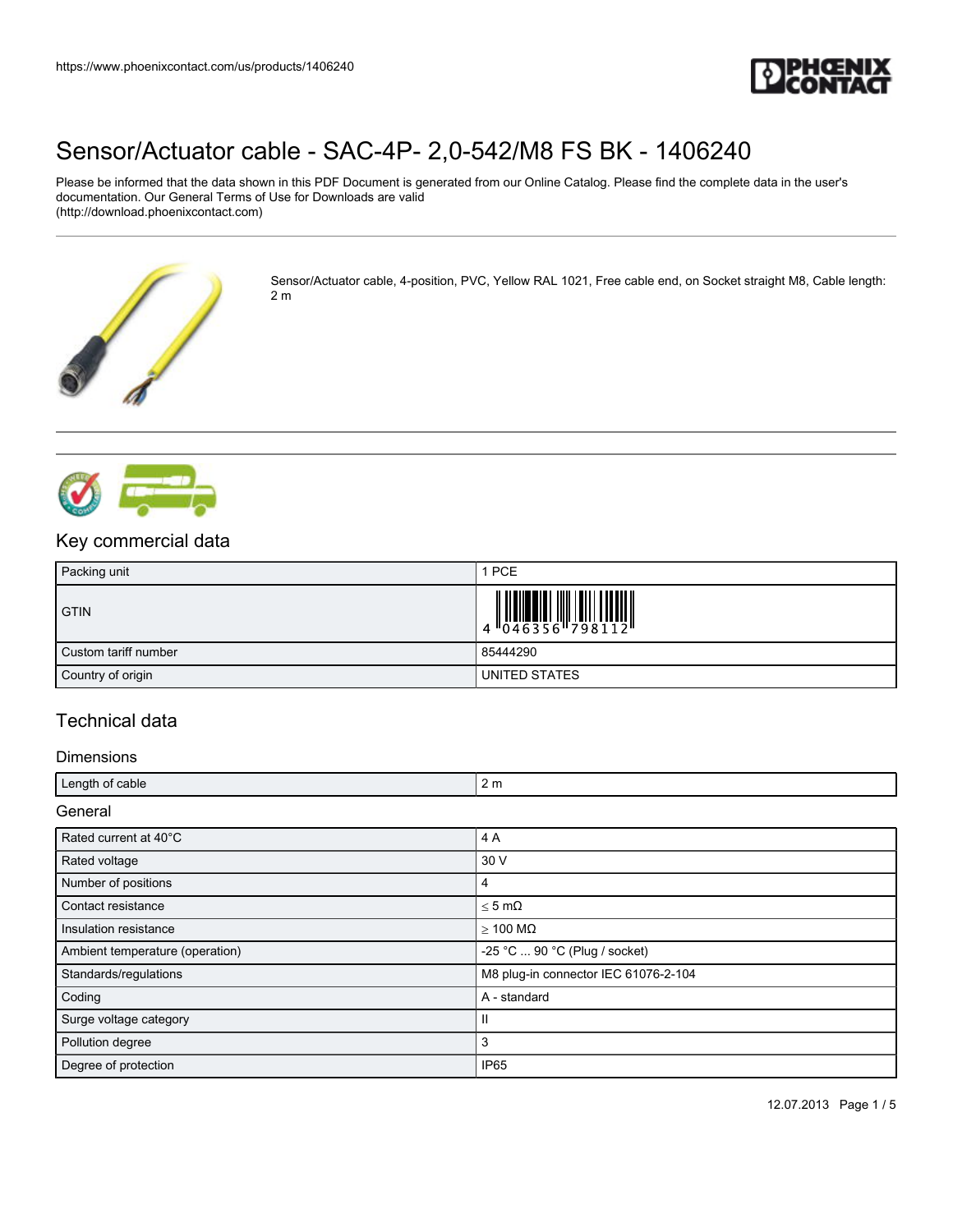# Sensor/Actuator cable - SAC-4P- 2,0-542/M8 FS BK - 1406240

Please be informed that the data shown in this PDF Document is generated from our Online Catalog. Please find the complete data in the user's documentation. Our General Terms of Use for Downloads are valid (http://download.phoenixcontact.com)

Sensor/Actuator cable, 4-position, PVC, Yellow RAL 1021, Free cable end, on Socket straight M8, Cable length: 2 m

## Key commercial data

| Packing unit | 1 PCE |
|---|---|
| GTIN | 4 046356 798112 |
| Custom tariff number | 85444290 |
| Country of origin | UNITED STATES |

## Technical data

### Dimensions

| Length of cable | 2 m |
|---|---|

### General

| Rated current at 40°C | 4 A |
|---|---|
| Rated voltage | 30 V |
| Number of positions | 4 |
| Contact resistance | ≤ 5 mΩ |
| Insulation resistance | ≥ 100 MΩ |
| Ambient temperature (operation) | -25 °C ... 90 °C (Plug / socket) |
| Standards/regulations | M8 plug-in connector IEC 61076-2-104 |
| Coding | A - standard |
| Surge voltage category | II |
| Pollution degree | 3 |
| Degree of protection | IP65 |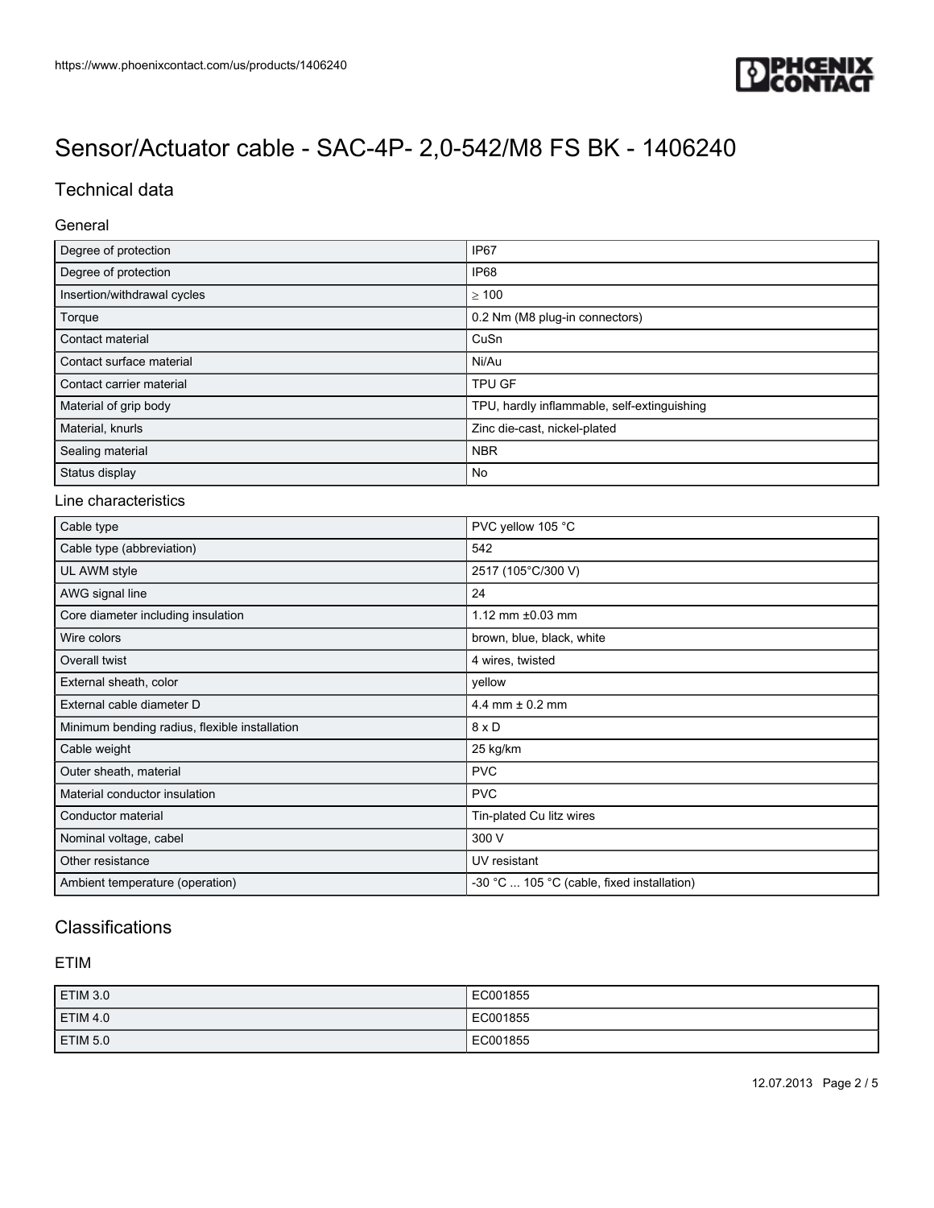# Sensor/Actuator cable - SAC-4P- 2,0-542/M8 FS BK - 1406240

## Technical data

### General

| | |
|---|---|
| Degree of protection | IP67 |
| Degree of protection | IP68 |
| Insertion/withdrawal cycles | ≥ 100 |
| Torque | 0.2 Nm (M8 plug-in connectors) |
| Contact material | CuSn |
| Contact surface material | Ni/Au |
| Contact carrier material | TPU GF |
| Material of grip body | TPU, hardly inflammable, self-extinguishing |
| Material, knurls | Zinc die-cast, nickel-plated |
| Sealing material | NBR |
| Status display | No |

### Line characteristics

| | |
|---|---|
| Cable type | PVC yellow 105 °C |
| Cable type (abbreviation) | 542 |
| UL AWM style | 2517 (105°C/300 V) |
| AWG signal line | 24 |
| Core diameter including insulation | 1.12 mm ±0.03 mm |
| Wire colors | brown, blue, black, white |
| Overall twist | 4 wires, twisted |
| External sheath, color | yellow |
| External cable diameter D | 4.4 mm ± 0.2 mm |
| Minimum bending radius, flexible installation | 8 x D |
| Cable weight | 25 kg/km |
| Outer sheath, material | PVC |
| Material conductor insulation | PVC |
| Conductor material | Tin-plated Cu litz wires |
| Nominal voltage, cabel | 300 V |
| Other resistance | UV resistant |
| Ambient temperature (operation) | -30 °C ... 105 °C (cable, fixed installation) |

## Classifications

### ETIM

| | |
|---|---|
| ETIM 3.0 | EC001855 |
| ETIM 4.0 | EC001855 |
| ETIM 5.0 | EC001855 |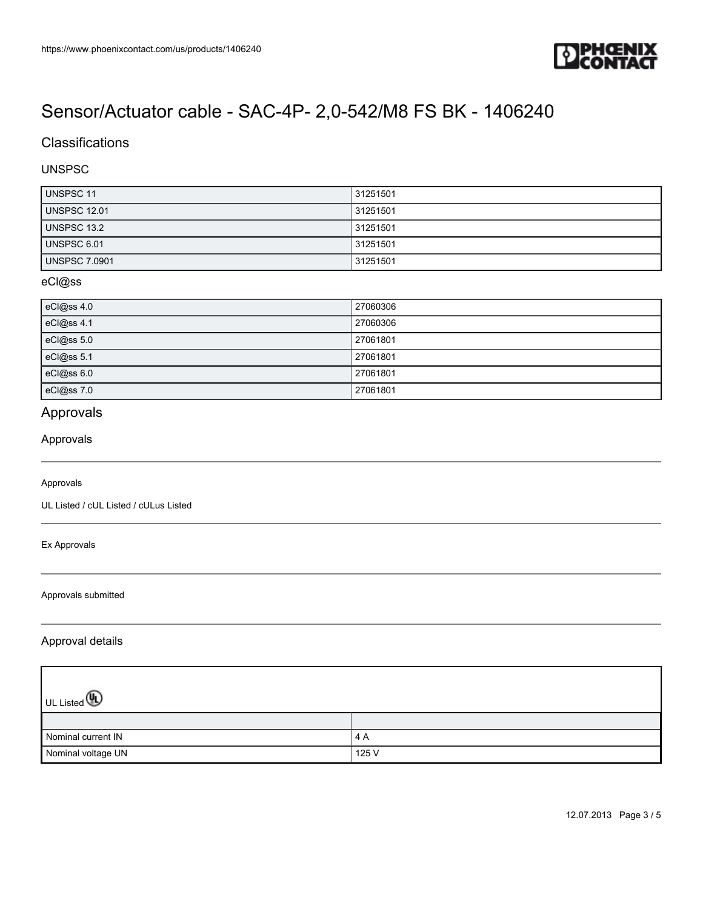# Sensor/Actuator cable - SAC-4P- 2,0-542/M8 FS BK - 1406240

## Classifications

### UNSPSC

| | |
|---|---|
| UNSPSC 11 | 31251501 |
| UNSPSC 12.01 | 31251501 |
| UNSPSC 13.2 | 31251501 |
| UNSPSC 6.01 | 31251501 |
| UNSPSC 7.0901 | 31251501 |

### eCl@ss

| | |
|---|---|
| eCl@ss 4.0 | 27060306 |
| eCl@ss 4.1 | 27060306 |
| eCl@ss 5.0 | 27061801 |
| eCl@ss 5.1 | 27061801 |
| eCl@ss 6.0 | 27061801 |
| eCl@ss 7.0 | 27061801 |

## Approvals

### Approvals

Approvals

UL Listed / cUL Listed / cULus Listed

Ex Approvals

Approvals submitted

### Approval details

| UL Listed | |
|---|---|
| | |
| Nominal current IN | 4 A |
| Nominal voltage UN | 125 V |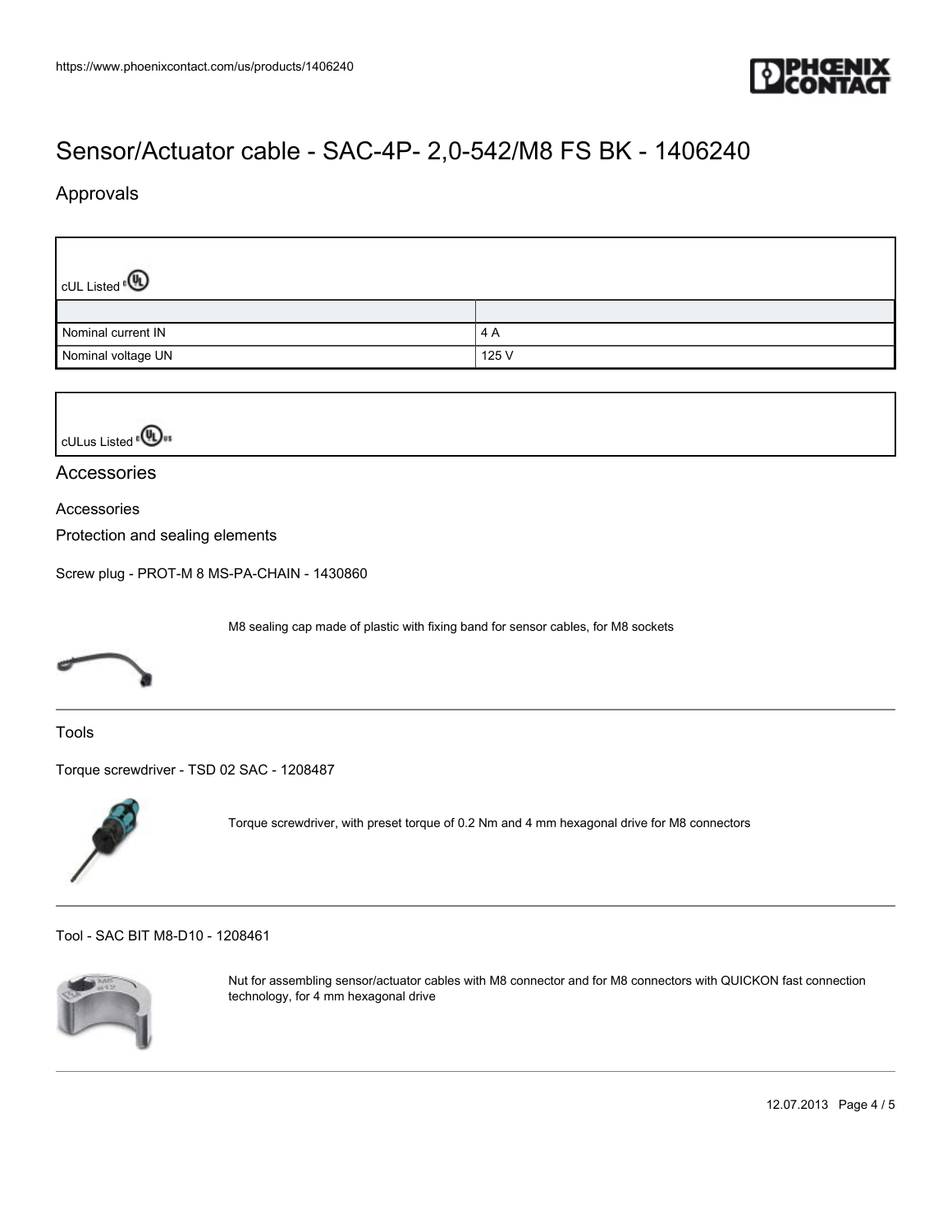# Sensor/Actuator cable - SAC-4P- 2,0-542/M8 FS BK - 1406240

## Approvals

| cUL Listed | |
|---|---|
| | |
| Nominal current IN | 4 A |
| Nominal voltage UN | 125 V |

| cULus Listed |
|---|

## Accessories

### Accessories

#### Protection and sealing elements

Screw plug - PROT-M 8 MS-PA-CHAIN - 1430860

M8 sealing cap made of plastic with fixing band for sensor cables, for M8 sockets

#### Tools

Torque screwdriver - TSD 02 SAC - 1208487

Torque screwdriver, with preset torque of 0.2 Nm and 4 mm hexagonal drive for M8 connectors

Tool - SAC BIT M8-D10 - 1208461

Nut for assembling sensor/actuator cables with M8 connector and for M8 connectors with QUICKON fast connection technology, for 4 mm hexagonal drive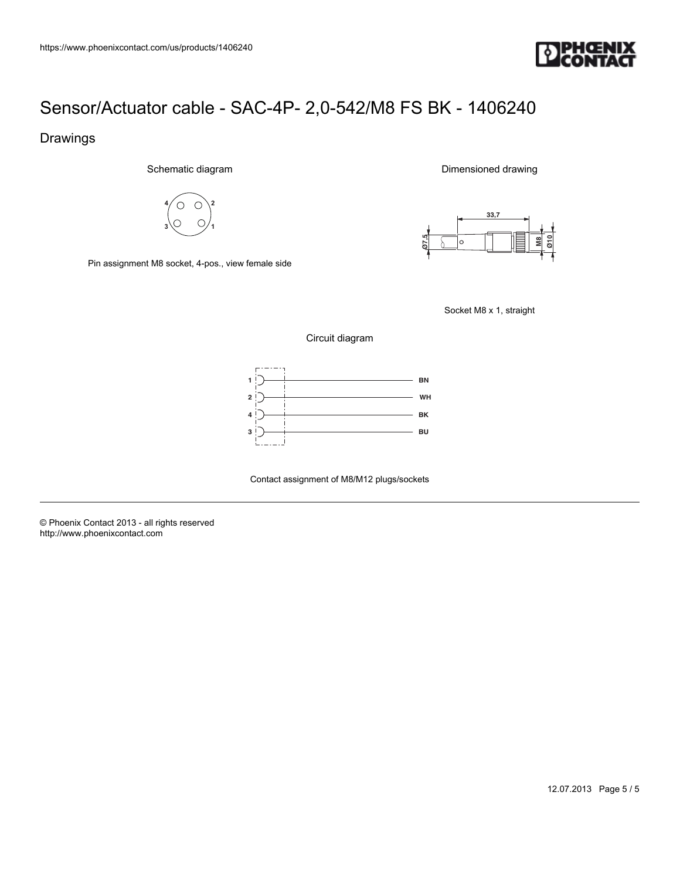# Sensor/Actuator cable - SAC-4P- 2,0-542/M8 FS BK - 1406240

## Drawings

Schematic diagram

4
2
3
1

Pin assignment M8 socket, 4-pos., view female side

Dimensioned drawing

33,7
Ø7,5
M8
Ø10

Socket M8 x 1, straight

Circuit diagram

1 BN
2 WH
4 BK
3 BU

Contact assignment of M8/M12 plugs/sockets

© Phoenix Contact 2013 - all rights reserved
http://www.phoenixcontact.com